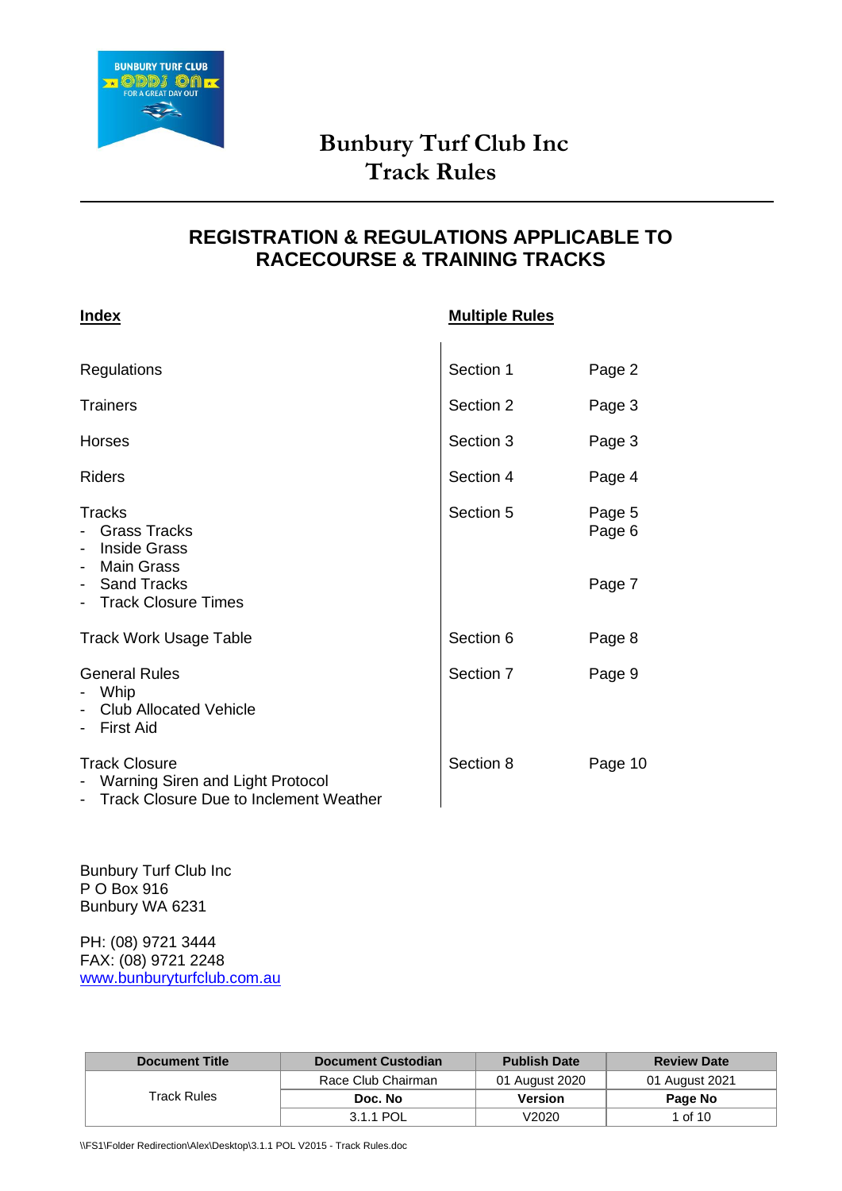# Bunbury Turf Club Inc
# Track Rules

## REGISTRATION & REGULATIONS APPLICABLE TO RACECOURSE & TRAINING TRACKS

| **Index** | **Multiple Rules** | |
|---|---|---|
| Regulations | Section 1 | Page 2 |
| Trainers | Section 2 | Page 3 |
| Horses | Section 3 | Page 3 |
| Riders | Section 4 | Page 4 |
| Tracks<br>- Grass Tracks<br>- Inside Grass<br>- Main Grass<br>- Sand Tracks<br>- Track Closure Times | Section 5 | Page 5<br>Page 6<br><br>Page 7 |
| Track Work Usage Table | Section 6 | Page 8 |
| General Rules<br>- Whip<br>- Club Allocated Vehicle<br>- First Aid | Section 7 | Page 9 |
| Track Closure<br>- Warning Siren and Light Protocol<br>- Track Closure Due to Inclement Weather | Section 8 | Page 10 |

Bunbury Turf Club Inc
P O Box 916
Bunbury WA 6231

PH: (08) 9721 3444
FAX: (08) 9721 2248
www.bunburyturfclub.com.au

| Document Title | Document Custodian | Publish Date | Review Date |
|---|---|---|---|
| Track Rules | Race Club Chairman | 01 August 2020 | 01 August 2021 |
| | **Doc. No** | **Version** | **Page No** |
| | 3.1.1 POL | V2020 | 1 of 10 |

\\FS1\Folder Redirection\Alex\Desktop\3.1.1 POL V2015 - Track Rules.doc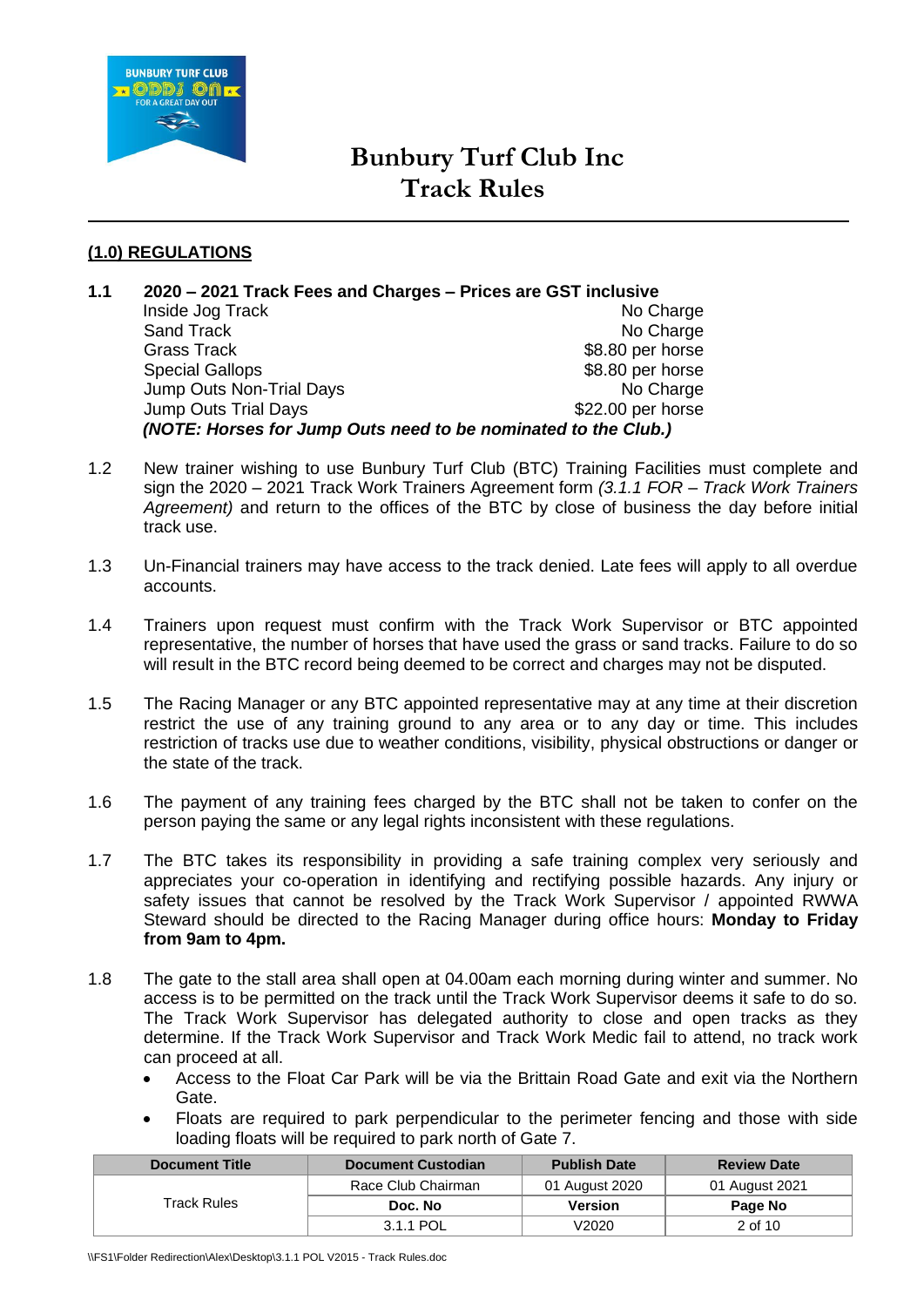# Bunbury Turf Club Inc
# Track Rules

## (1.0) REGULATIONS

**1.1 2020 – 2021 Track Fees and Charges – Prices are GST inclusive**

| | |
|---|---|
| Inside Jog Track | No Charge |
| Sand Track | No Charge |
| Grass Track | $8.80 per horse |
| Special Gallops | $8.80 per horse |
| Jump Outs Non-Trial Days | No Charge |
| Jump Outs Trial Days | $22.00 per horse |

***(NOTE: Horses for Jump Outs need to be nominated to the Club.)***

1.2 New trainer wishing to use Bunbury Turf Club (BTC) Training Facilities must complete and sign the 2020 – 2021 Track Work Trainers Agreement form *(3.1.1 FOR – Track Work Trainers Agreement)* and return to the offices of the BTC by close of business the day before initial track use.

1.3 Un-Financial trainers may have access to the track denied. Late fees will apply to all overdue accounts.

1.4 Trainers upon request must confirm with the Track Work Supervisor or BTC appointed representative, the number of horses that have used the grass or sand tracks. Failure to do so will result in the BTC record being deemed to be correct and charges may not be disputed.

1.5 The Racing Manager or any BTC appointed representative may at any time at their discretion restrict the use of any training ground to any area or to any day or time. This includes restriction of tracks use due to weather conditions, visibility, physical obstructions or danger or the state of the track.

1.6 The payment of any training fees charged by the BTC shall not be taken to confer on the person paying the same or any legal rights inconsistent with these regulations.

1.7 The BTC takes its responsibility in providing a safe training complex very seriously and appreciates your co-operation in identifying and rectifying possible hazards. Any injury or safety issues that cannot be resolved by the Track Work Supervisor / appointed RWWA Steward should be directed to the Racing Manager during office hours: **Monday to Friday from 9am to 4pm.**

1.8 The gate to the stall area shall open at 04.00am each morning during winter and summer. No access is to be permitted on the track until the Track Work Supervisor deems it safe to do so. The Track Work Supervisor has delegated authority to close and open tracks as they determine. If the Track Work Supervisor and Track Work Medic fail to attend, no track work can proceed at all.

- Access to the Float Car Park will be via the Brittain Road Gate and exit via the Northern Gate.
- Floats are required to park perpendicular to the perimeter fencing and those with side loading floats will be required to park north of Gate 7.

| Document Title | Document Custodian | Publish Date | Review Date |
|---|---|---|---|
| Track Rules | Race Club Chairman | 01 August 2020 | 01 August 2021 |
| | **Doc. No** | **Version** | **Page No** |
| | 3.1.1 POL | V2020 | 2 of 10 |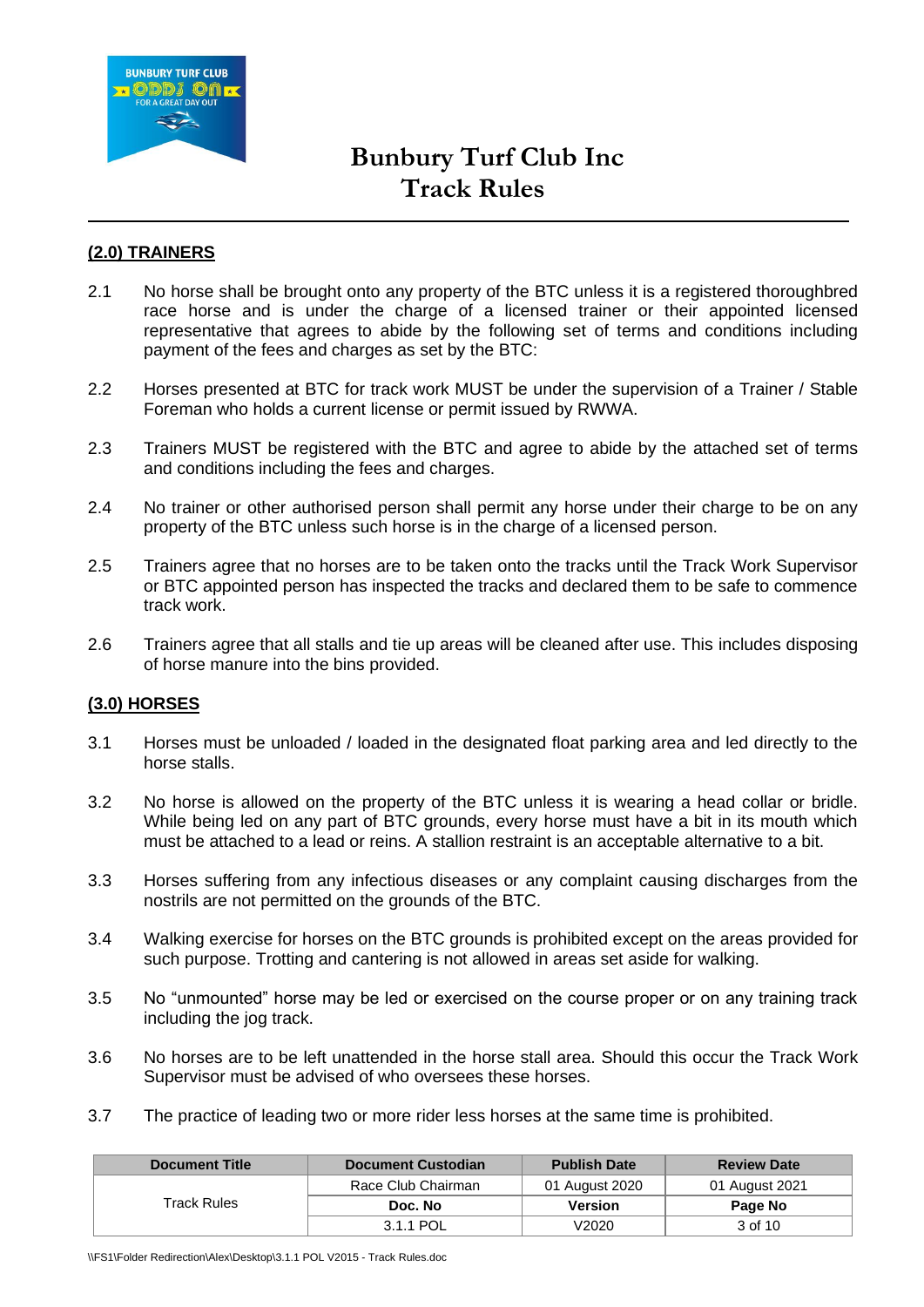# Bunbury Turf Club Inc
# Track Rules

## (2.0) TRAINERS

2.1 No horse shall be brought onto any property of the BTC unless it is a registered thoroughbred race horse and is under the charge of a licensed trainer or their appointed licensed representative that agrees to abide by the following set of terms and conditions including payment of the fees and charges as set by the BTC:

2.2 Horses presented at BTC for track work MUST be under the supervision of a Trainer / Stable Foreman who holds a current license or permit issued by RWWA.

2.3 Trainers MUST be registered with the BTC and agree to abide by the attached set of terms and conditions including the fees and charges.

2.4 No trainer or other authorised person shall permit any horse under their charge to be on any property of the BTC unless such horse is in the charge of a licensed person.

2.5 Trainers agree that no horses are to be taken onto the tracks until the Track Work Supervisor or BTC appointed person has inspected the tracks and declared them to be safe to commence track work.

2.6 Trainers agree that all stalls and tie up areas will be cleaned after use. This includes disposing of horse manure into the bins provided.

## (3.0) HORSES

3.1 Horses must be unloaded / loaded in the designated float parking area and led directly to the horse stalls.

3.2 No horse is allowed on the property of the BTC unless it is wearing a head collar or bridle. While being led on any part of BTC grounds, every horse must have a bit in its mouth which must be attached to a lead or reins. A stallion restraint is an acceptable alternative to a bit.

3.3 Horses suffering from any infectious diseases or any complaint causing discharges from the nostrils are not permitted on the grounds of the BTC.

3.4 Walking exercise for horses on the BTC grounds is prohibited except on the areas provided for such purpose. Trotting and cantering is not allowed in areas set aside for walking.

3.5 No "unmounted" horse may be led or exercised on the course proper or on any training track including the jog track.

3.6 No horses are to be left unattended in the horse stall area. Should this occur the Track Work Supervisor must be advised of who oversees these horses.

3.7 The practice of leading two or more rider less horses at the same time is prohibited.

| Document Title | Document Custodian | Publish Date | Review Date |
|---|---|---|---|
| Track Rules | Race Club Chairman | 01 August 2020 | 01 August 2021 |
| | **Doc. No** | **Version** | **Page No** |
| | 3.1.1 POL | V2020 | 3 of 10 |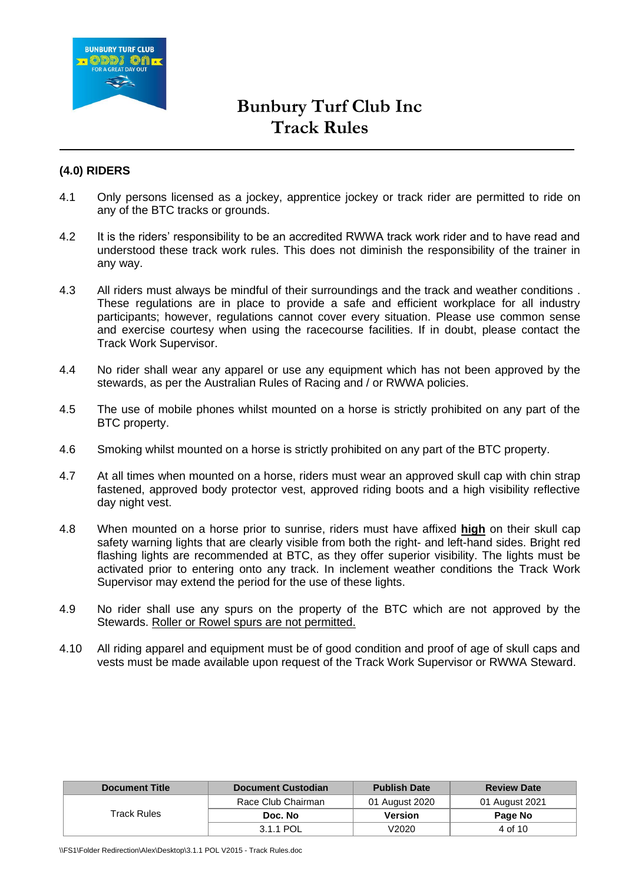# Bunbury Turf Club Inc
# Track Rules

## (4.0) RIDERS

4.1 Only persons licensed as a jockey, apprentice jockey or track rider are permitted to ride on any of the BTC tracks or grounds.

4.2 It is the riders' responsibility to be an accredited RWWA track work rider and to have read and understood these track work rules. This does not diminish the responsibility of the trainer in any way.

4.3 All riders must always be mindful of their surroundings and the track and weather conditions . These regulations are in place to provide a safe and efficient workplace for all industry participants; however, regulations cannot cover every situation. Please use common sense and exercise courtesy when using the racecourse facilities. If in doubt, please contact the Track Work Supervisor.

4.4 No rider shall wear any apparel or use any equipment which has not been approved by the stewards, as per the Australian Rules of Racing and / or RWWA policies.

4.5 The use of mobile phones whilst mounted on a horse is strictly prohibited on any part of the BTC property.

4.6 Smoking whilst mounted on a horse is strictly prohibited on any part of the BTC property.

4.7 At all times when mounted on a horse, riders must wear an approved skull cap with chin strap fastened, approved body protector vest, approved riding boots and a high visibility reflective day night vest.

4.8 When mounted on a horse prior to sunrise, riders must have affixed **high** on their skull cap safety warning lights that are clearly visible from both the right- and left-hand sides. Bright red flashing lights are recommended at BTC, as they offer superior visibility. The lights must be activated prior to entering onto any track. In inclement weather conditions the Track Work Supervisor may extend the period for the use of these lights.

4.9 No rider shall use any spurs on the property of the BTC which are not approved by the Stewards. Roller or Rowel spurs are not permitted.

4.10 All riding apparel and equipment must be of good condition and proof of age of skull caps and vests must be made available upon request of the Track Work Supervisor or RWWA Steward.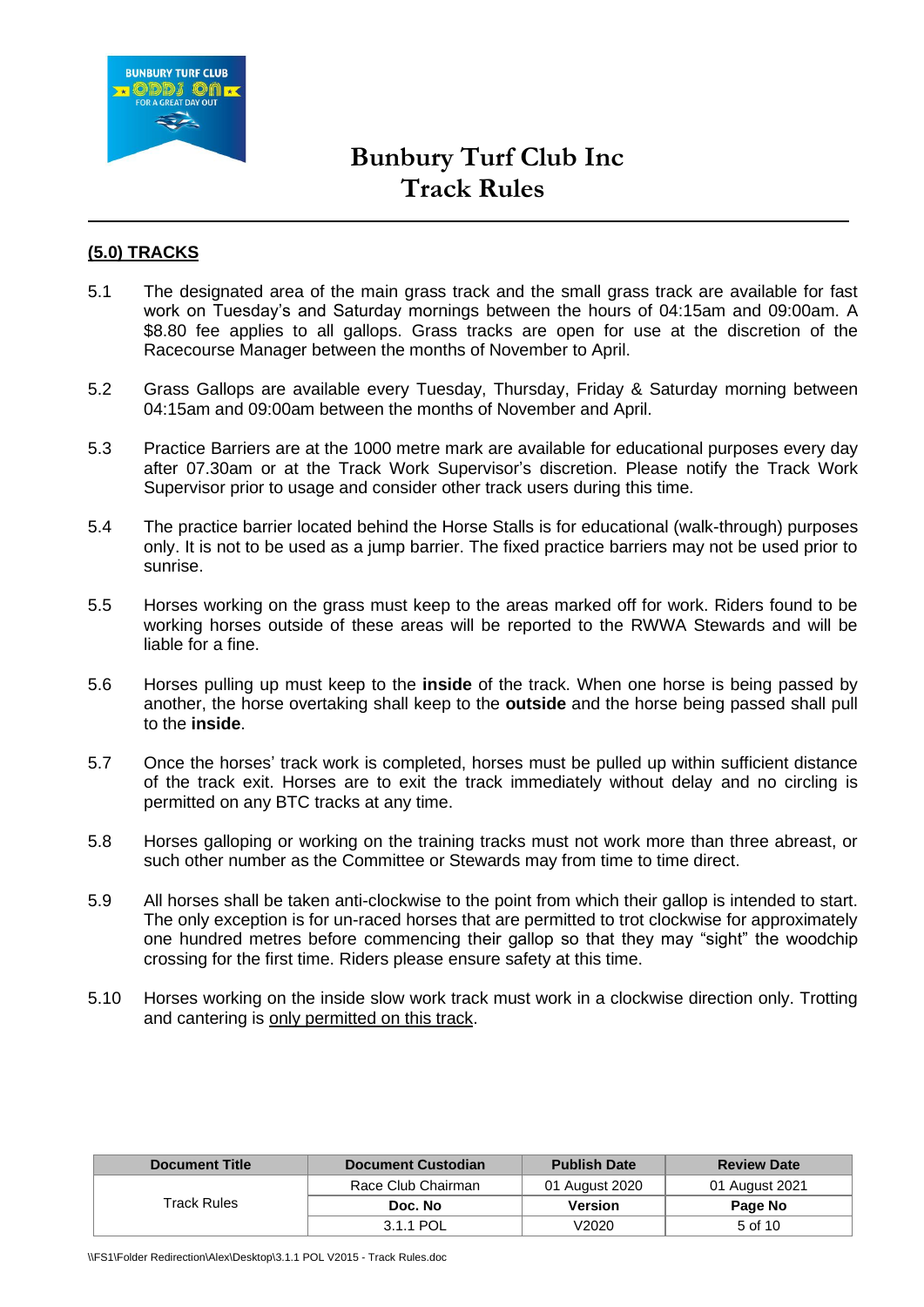## (5.0) TRACKS

5.1 The designated area of the main grass track and the small grass track are available for fast work on Tuesday's and Saturday mornings between the hours of 04:15am and 09:00am. A $8.80 fee applies to all gallops. Grass tracks are open for use at the discretion of the Racecourse Manager between the months of November to April.

5.2 Grass Gallops are available every Tuesday, Thursday, Friday & Saturday morning between 04:15am and 09:00am between the months of November and April.

5.3 Practice Barriers are at the 1000 metre mark are available for educational purposes every day after 07.30am or at the Track Work Supervisor's discretion. Please notify the Track Work Supervisor prior to usage and consider other track users during this time.

5.4 The practice barrier located behind the Horse Stalls is for educational (walk-through) purposes only. It is not to be used as a jump barrier. The fixed practice barriers may not be used prior to sunrise.

5.5 Horses working on the grass must keep to the areas marked off for work. Riders found to be working horses outside of these areas will be reported to the RWWA Stewards and will be liable for a fine.

5.6 Horses pulling up must keep to the **inside** of the track. When one horse is being passed by another, the horse overtaking shall keep to the **outside** and the horse being passed shall pull to the **inside**.

5.7 Once the horses' track work is completed, horses must be pulled up within sufficient distance of the track exit. Horses are to exit the track immediately without delay and no circling is permitted on any BTC tracks at any time.

5.8 Horses galloping or working on the training tracks must not work more than three abreast, or such other number as the Committee or Stewards may from time to time direct.

5.9 All horses shall be taken anti-clockwise to the point from which their gallop is intended to start. The only exception is for un-raced horses that are permitted to trot clockwise for approximately one hundred metres before commencing their gallop so that they may "sight" the woodchip crossing for the first time. Riders please ensure safety at this time.

5.10 Horses working on the inside slow work track must work in a clockwise direction only. Trotting and cantering is only permitted on this track.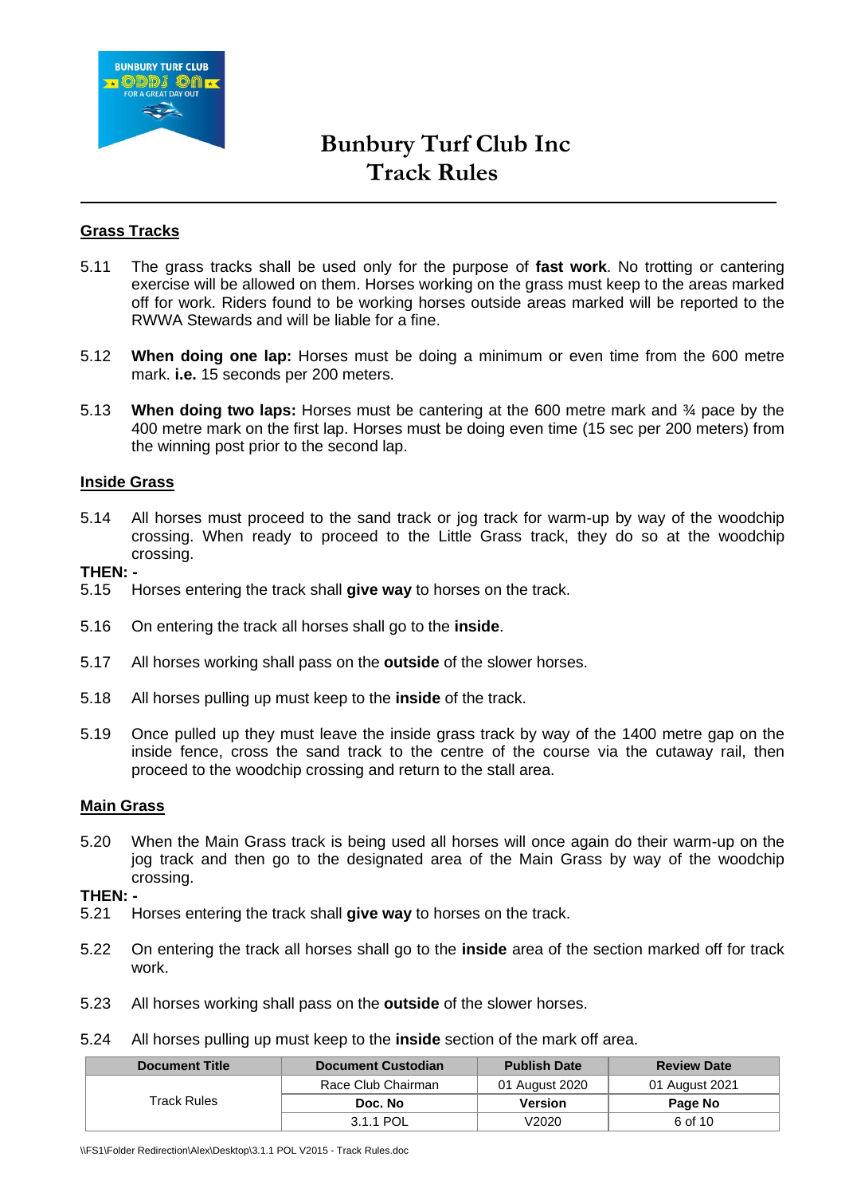# Bunbury Turf Club Inc
# Track Rules

## Grass Tracks

5.11 The grass tracks shall be used only for the purpose of **fast work**. No trotting or cantering exercise will be allowed on them. Horses working on the grass must keep to the areas marked off for work. Riders found to be working horses outside areas marked will be reported to the RWWA Stewards and will be liable for a fine.

5.12 **When doing one lap:** Horses must be doing a minimum or even time from the 600 metre mark. **i.e.** 15 seconds per 200 meters.

5.13 **When doing two laps:** Horses must be cantering at the 600 metre mark and ¾ pace by the 400 metre mark on the first lap. Horses must be doing even time (15 sec per 200 meters) from the winning post prior to the second lap.

## Inside Grass

5.14 All horses must proceed to the sand track or jog track for warm-up by way of the woodchip crossing. When ready to proceed to the Little Grass track, they do so at the woodchip crossing.

**THEN: -**

5.15 Horses entering the track shall **give way** to horses on the track.

5.16 On entering the track all horses shall go to the **inside**.

5.17 All horses working shall pass on the **outside** of the slower horses.

5.18 All horses pulling up must keep to the **inside** of the track.

5.19 Once pulled up they must leave the inside grass track by way of the 1400 metre gap on the inside fence, cross the sand track to the centre of the course via the cutaway rail, then proceed to the woodchip crossing and return to the stall area.

## Main Grass

5.20 When the Main Grass track is being used all horses will once again do their warm-up on the jog track and then go to the designated area of the Main Grass by way of the woodchip crossing.

**THEN: -**

5.21 Horses entering the track shall **give way** to horses on the track.

5.22 On entering the track all horses shall go to the **inside** area of the section marked off for track work.

5.23 All horses working shall pass on the **outside** of the slower horses.

5.24 All horses pulling up must keep to the **inside** section of the mark off area.

| Document Title | Document Custodian | Publish Date | Review Date |
|---|---|---|---|
| Track Rules | Race Club Chairman | 01 August 2020 | 01 August 2021 |
| | **Doc. No** | **Version** | **Page No** |
| | 3.1.1 POL | V2020 | 6 of 10 |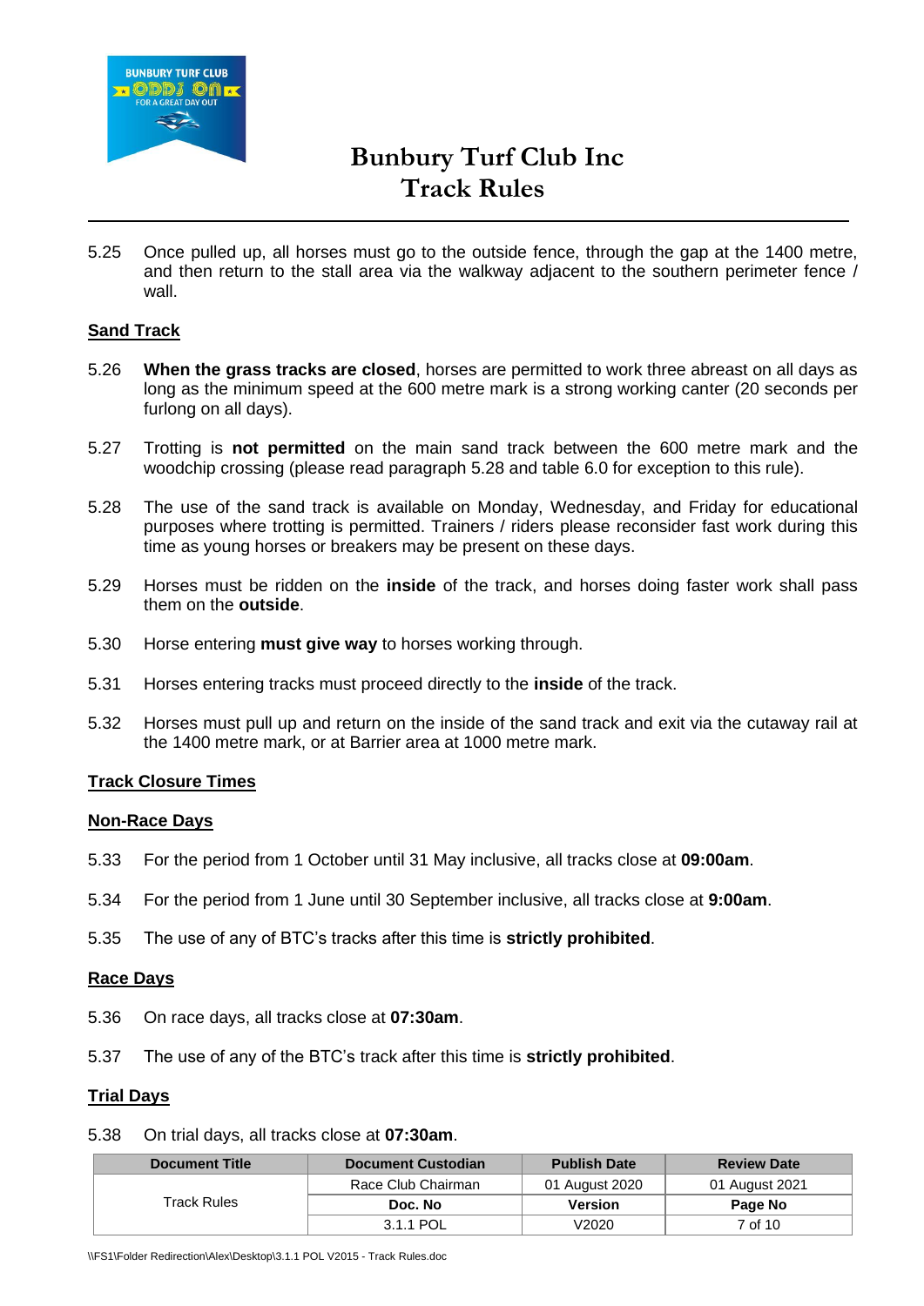5.25 Once pulled up, all horses must go to the outside fence, through the gap at the 1400 metre, and then return to the stall area via the walkway adjacent to the southern perimeter fence / wall.

## Sand Track

5.26 **When the grass tracks are closed**, horses are permitted to work three abreast on all days as long as the minimum speed at the 600 metre mark is a strong working canter (20 seconds per furlong on all days).

5.27 Trotting is **not permitted** on the main sand track between the 600 metre mark and the woodchip crossing (please read paragraph 5.28 and table 6.0 for exception to this rule).

5.28 The use of the sand track is available on Monday, Wednesday, and Friday for educational purposes where trotting is permitted. Trainers / riders please reconsider fast work during this time as young horses or breakers may be present on these days.

5.29 Horses must be ridden on the **inside** of the track, and horses doing faster work shall pass them on the **outside**.

5.30 Horse entering **must give way** to horses working through.

5.31 Horses entering tracks must proceed directly to the **inside** of the track.

5.32 Horses must pull up and return on the inside of the sand track and exit via the cutaway rail at the 1400 metre mark, or at Barrier area at 1000 metre mark.

## Track Closure Times

### Non-Race Days

5.33 For the period from 1 October until 31 May inclusive, all tracks close at **09:00am**.

5.34 For the period from 1 June until 30 September inclusive, all tracks close at **9:00am**.

5.35 The use of any of BTC's tracks after this time is **strictly prohibited**.

### Race Days

5.36 On race days, all tracks close at **07:30am**.

5.37 The use of any of the BTC's track after this time is **strictly prohibited**.

### Trial Days

5.38 On trial days, all tracks close at **07:30am**.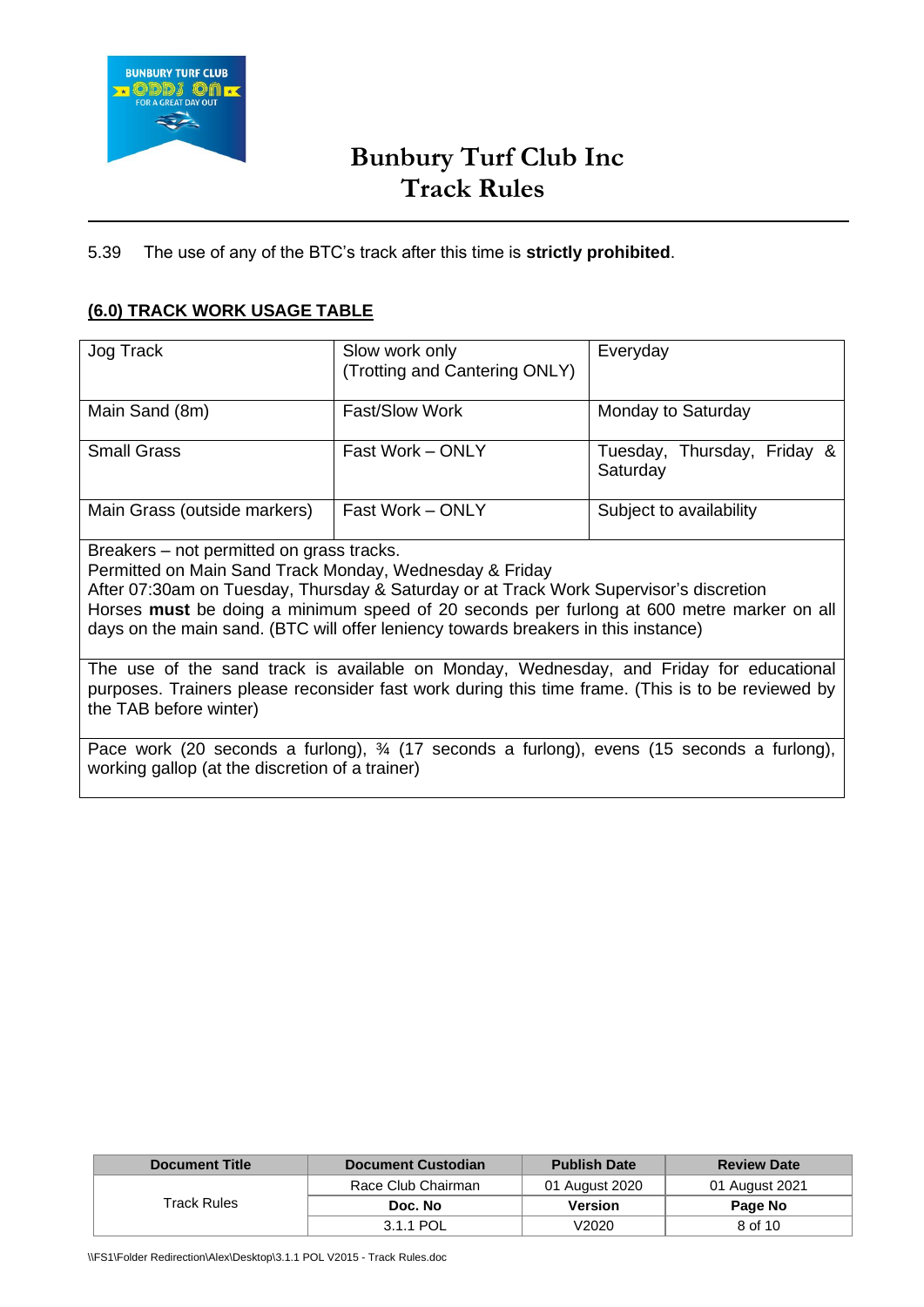5.39 The use of any of the BTC's track after this time is **strictly prohibited**.

## (6.0) TRACK WORK USAGE TABLE

| Jog Track | Slow work only (Trotting and Cantering ONLY) | Everyday |
|---|---|---|
| Main Sand (8m) | Fast/Slow Work | Monday to Saturday |
| Small Grass | Fast Work – ONLY | Tuesday, Thursday, Friday & Saturday |
| Main Grass (outside markers) | Fast Work – ONLY | Subject to availability |
| Breakers – not permitted on grass tracks. Permitted on Main Sand Track Monday, Wednesday & Friday After 07:30am on Tuesday, Thursday & Saturday or at Track Work Supervisor's discretion Horses **must** be doing a minimum speed of 20 seconds per furlong at 600 metre marker on all days on the main sand. (BTC will offer leniency towards breakers in this instance) | | |
| The use of the sand track is available on Monday, Wednesday, and Friday for educational purposes. Trainers please reconsider fast work during this time frame. (This is to be reviewed by the TAB before winter) | | |
| Pace work (20 seconds a furlong), ¾ (17 seconds a furlong), evens (15 seconds a furlong), working gallop (at the discretion of a trainer) | | |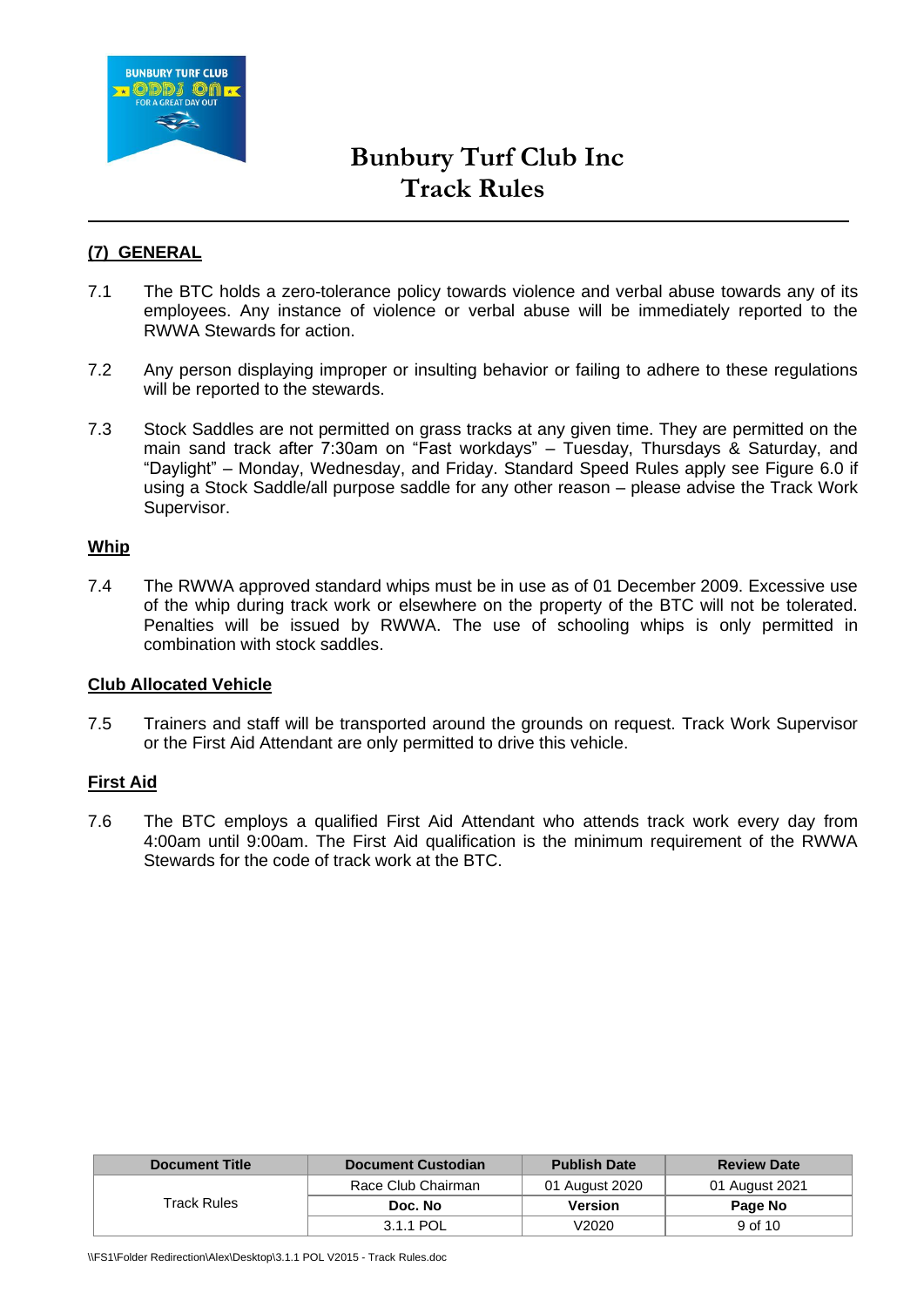## (7) GENERAL

7.1 The BTC holds a zero-tolerance policy towards violence and verbal abuse towards any of its employees. Any instance of violence or verbal abuse will be immediately reported to the RWWA Stewards for action.

7.2 Any person displaying improper or insulting behavior or failing to adhere to these regulations will be reported to the stewards.

7.3 Stock Saddles are not permitted on grass tracks at any given time. They are permitted on the main sand track after 7:30am on "Fast workdays" – Tuesday, Thursdays & Saturday, and "Daylight" – Monday, Wednesday, and Friday. Standard Speed Rules apply see Figure 6.0 if using a Stock Saddle/all purpose saddle for any other reason – please advise the Track Work Supervisor.

### Whip

7.4 The RWWA approved standard whips must be in use as of 01 December 2009. Excessive use of the whip during track work or elsewhere on the property of the BTC will not be tolerated. Penalties will be issued by RWWA. The use of schooling whips is only permitted in combination with stock saddles.

### Club Allocated Vehicle

7.5 Trainers and staff will be transported around the grounds on request. Track Work Supervisor or the First Aid Attendant are only permitted to drive this vehicle.

### First Aid

7.6 The BTC employs a qualified First Aid Attendant who attends track work every day from 4:00am until 9:00am. The First Aid qualification is the minimum requirement of the RWWA Stewards for the code of track work at the BTC.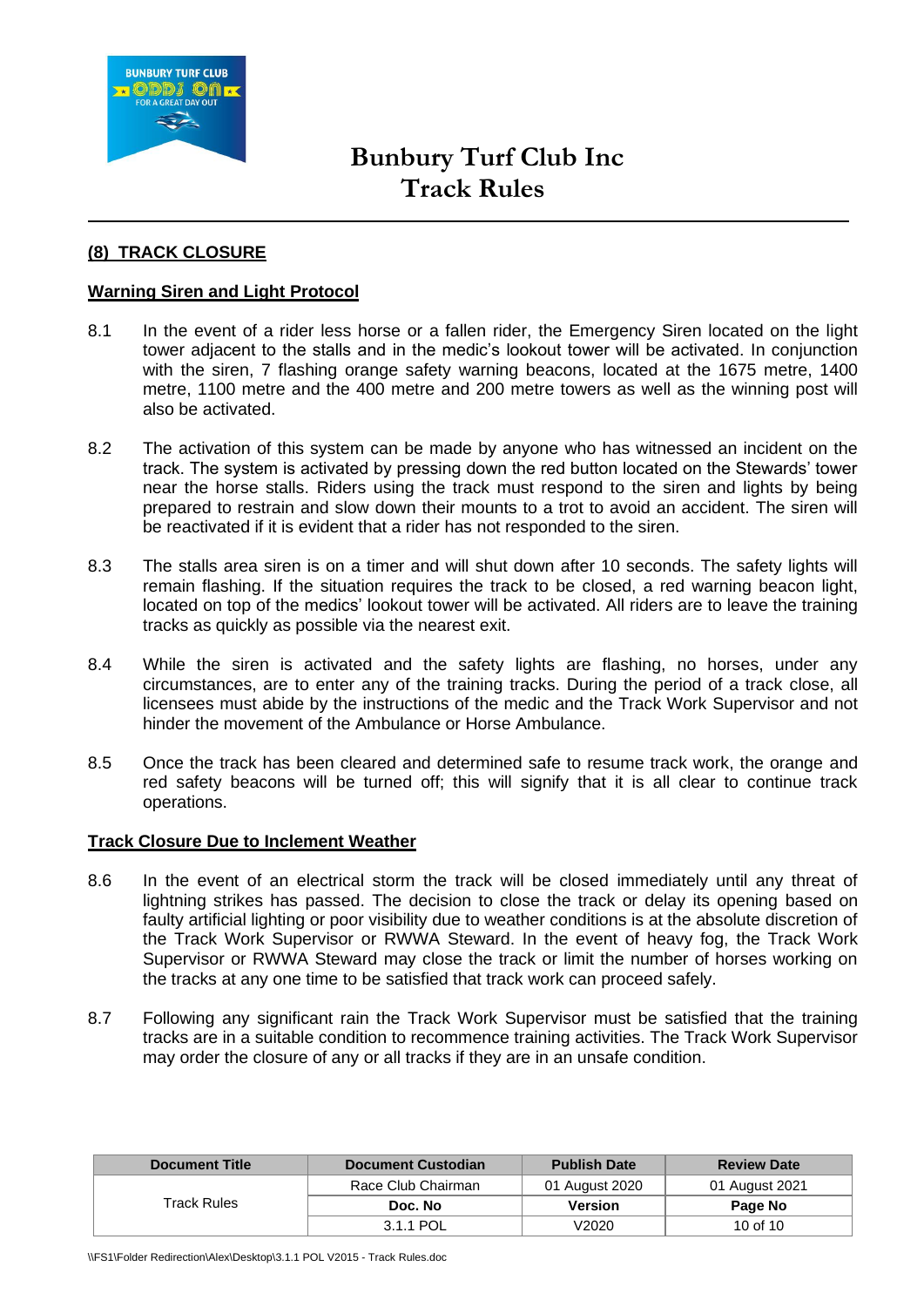# Bunbury Turf Club Inc
# Track Rules

## (8) TRACK CLOSURE

### Warning Siren and Light Protocol

8.1 In the event of a rider less horse or a fallen rider, the Emergency Siren located on the light tower adjacent to the stalls and in the medic's lookout tower will be activated. In conjunction with the siren, 7 flashing orange safety warning beacons, located at the 1675 metre, 1400 metre, 1100 metre and the 400 metre and 200 metre towers as well as the winning post will also be activated.

8.2 The activation of this system can be made by anyone who has witnessed an incident on the track. The system is activated by pressing down the red button located on the Stewards' tower near the horse stalls. Riders using the track must respond to the siren and lights by being prepared to restrain and slow down their mounts to a trot to avoid an accident. The siren will be reactivated if it is evident that a rider has not responded to the siren.

8.3 The stalls area siren is on a timer and will shut down after 10 seconds. The safety lights will remain flashing. If the situation requires the track to be closed, a red warning beacon light, located on top of the medics' lookout tower will be activated. All riders are to leave the training tracks as quickly as possible via the nearest exit.

8.4 While the siren is activated and the safety lights are flashing, no horses, under any circumstances, are to enter any of the training tracks. During the period of a track close, all licensees must abide by the instructions of the medic and the Track Work Supervisor and not hinder the movement of the Ambulance or Horse Ambulance.

8.5 Once the track has been cleared and determined safe to resume track work, the orange and red safety beacons will be turned off; this will signify that it is all clear to continue track operations.

### Track Closure Due to Inclement Weather

8.6 In the event of an electrical storm the track will be closed immediately until any threat of lightning strikes has passed. The decision to close the track or delay its opening based on faulty artificial lighting or poor visibility due to weather conditions is at the absolute discretion of the Track Work Supervisor or RWWA Steward. In the event of heavy fog, the Track Work Supervisor or RWWA Steward may close the track or limit the number of horses working on the tracks at any one time to be satisfied that track work can proceed safely.

8.7 Following any significant rain the Track Work Supervisor must be satisfied that the training tracks are in a suitable condition to recommence training activities. The Track Work Supervisor may order the closure of any or all tracks if they are in an unsafe condition.

| Document Title | Document Custodian | Publish Date | Review Date |
|---|---|---|---|
| Track Rules | Race Club Chairman | 01 August 2020 | 01 August 2021 |
| | **Doc. No** | **Version** | **Page No** |
| | 3.1.1 POL | V2020 | 10 of 10 |

\\FS1\Folder Redirection\Alex\Desktop\3.1.1 POL V2015 - Track Rules.doc